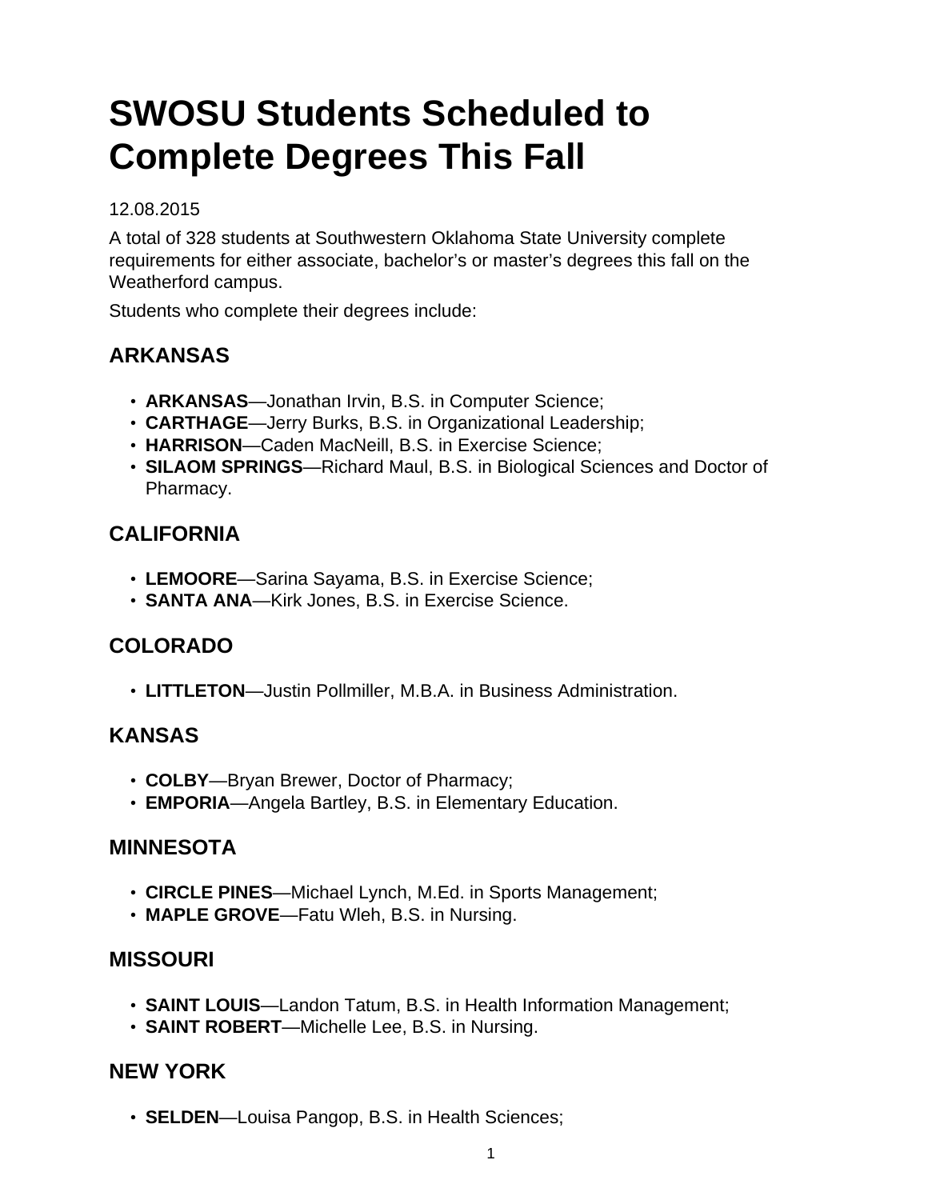# SWOSU Students Scheduled to Complete Degrees This Fall

12.08.2015

A total of 328 students at Southwestern Oklahoma State University complete requirements for either associate, bachelor's or master's degrees this fall on the Weatherford campus.

Students who complete their degrees include:

## ARKANSAS

- **ARKANSAS**—Jonathan Irvin, B.S. in Computer Science;
- **CARTHAGE**—Jerry Burks, B.S. in Organizational Leadership;
- **HARRISON**—Caden MacNeill, B.S. in Exercise Science;
- **SILAOM SPRINGS**—Richard Maul, B.S. in Biological Sciences and Doctor of Pharmacy.

## CALIFORNIA

- **LEMOORE**—Sarina Sayama, B.S. in Exercise Science;
- **SANTA ANA**—Kirk Jones, B.S. in Exercise Science.

## COLORADO

- **LITTLETON**—Justin Pollmiller, M.B.A. in Business Administration.

## KANSAS

- **COLBY**—Bryan Brewer, Doctor of Pharmacy;
- **EMPORIA**—Angela Bartley, B.S. in Elementary Education.

## MINNESOTA

- **CIRCLE PINES**—Michael Lynch, M.Ed. in Sports Management;
- **MAPLE GROVE**—Fatu Wleh, B.S. in Nursing.

## MISSOURI

- **SAINT LOUIS**—Landon Tatum, B.S. in Health Information Management;
- **SAINT ROBERT**—Michelle Lee, B.S. in Nursing.

## NEW YORK

- **SELDEN**—Louisa Pangop, B.S. in Health Sciences;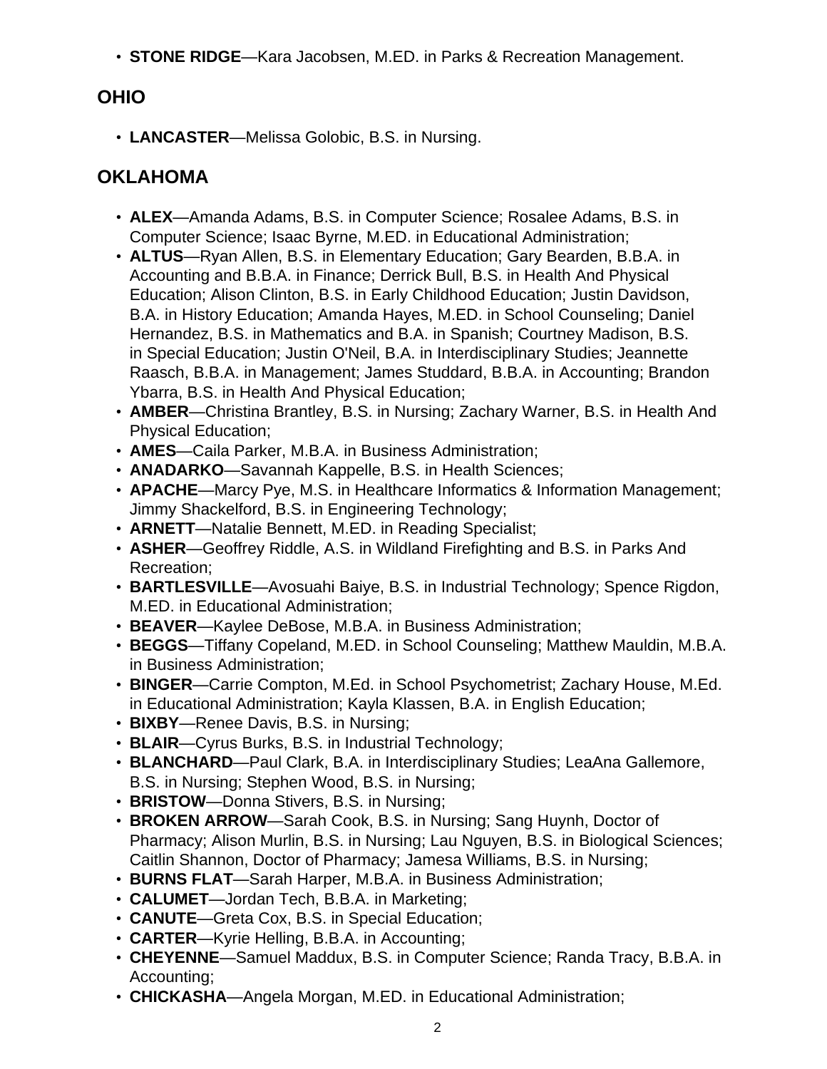- **STONE RIDGE**—Kara Jacobsen, M.ED. in Parks & Recreation Management.

## OHIO

- **LANCASTER**—Melissa Golobic, B.S. in Nursing.

## OKLAHOMA

- **ALEX**—Amanda Adams, B.S. in Computer Science; Rosalee Adams, B.S. in Computer Science; Isaac Byrne, M.ED. in Educational Administration;
- **ALTUS**—Ryan Allen, B.S. in Elementary Education; Gary Bearden, B.B.A. in Accounting and B.B.A. in Finance; Derrick Bull, B.S. in Health And Physical Education; Alison Clinton, B.S. in Early Childhood Education; Justin Davidson, B.A. in History Education; Amanda Hayes, M.ED. in School Counseling; Daniel Hernandez, B.S. in Mathematics and B.A. in Spanish; Courtney Madison, B.S. in Special Education; Justin O'Neil, B.A. in Interdisciplinary Studies; Jeannette Raasch, B.B.A. in Management; James Studdard, B.B.A. in Accounting; Brandon Ybarra, B.S. in Health And Physical Education;
- **AMBER**—Christina Brantley, B.S. in Nursing; Zachary Warner, B.S. in Health And Physical Education;
- **AMES**—Caila Parker, M.B.A. in Business Administration;
- **ANADARKO**—Savannah Kappelle, B.S. in Health Sciences;
- **APACHE**—Marcy Pye, M.S. in Healthcare Informatics & Information Management; Jimmy Shackelford, B.S. in Engineering Technology;
- **ARNETT**—Natalie Bennett, M.ED. in Reading Specialist;
- **ASHER**—Geoffrey Riddle, A.S. in Wildland Firefighting and B.S. in Parks And Recreation;
- **BARTLESVILLE**—Avosuahi Baiye, B.S. in Industrial Technology; Spence Rigdon, M.ED. in Educational Administration;
- **BEAVER**—Kaylee DeBose, M.B.A. in Business Administration;
- **BEGGS**—Tiffany Copeland, M.ED. in School Counseling; Matthew Mauldin, M.B.A. in Business Administration;
- **BINGER**—Carrie Compton, M.Ed. in School Psychometrist; Zachary House, M.Ed. in Educational Administration; Kayla Klassen, B.A. in English Education;
- **BIXBY**—Renee Davis, B.S. in Nursing;
- **BLAIR**—Cyrus Burks, B.S. in Industrial Technology;
- **BLANCHARD**—Paul Clark, B.A. in Interdisciplinary Studies; LeaAna Gallemore, B.S. in Nursing; Stephen Wood, B.S. in Nursing;
- **BRISTOW**—Donna Stivers, B.S. in Nursing;
- **BROKEN ARROW**—Sarah Cook, B.S. in Nursing; Sang Huynh, Doctor of Pharmacy; Alison Murlin, B.S. in Nursing; Lau Nguyen, B.S. in Biological Sciences; Caitlin Shannon, Doctor of Pharmacy; Jamesa Williams, B.S. in Nursing;
- **BURNS FLAT**—Sarah Harper, M.B.A. in Business Administration;
- **CALUMET**—Jordan Tech, B.B.A. in Marketing;
- **CANUTE**—Greta Cox, B.S. in Special Education;
- **CARTER**—Kyrie Helling, B.B.A. in Accounting;
- **CHEYENNE**—Samuel Maddux, B.S. in Computer Science; Randa Tracy, B.B.A. in Accounting;
- **CHICKASHA**—Angela Morgan, M.ED. in Educational Administration;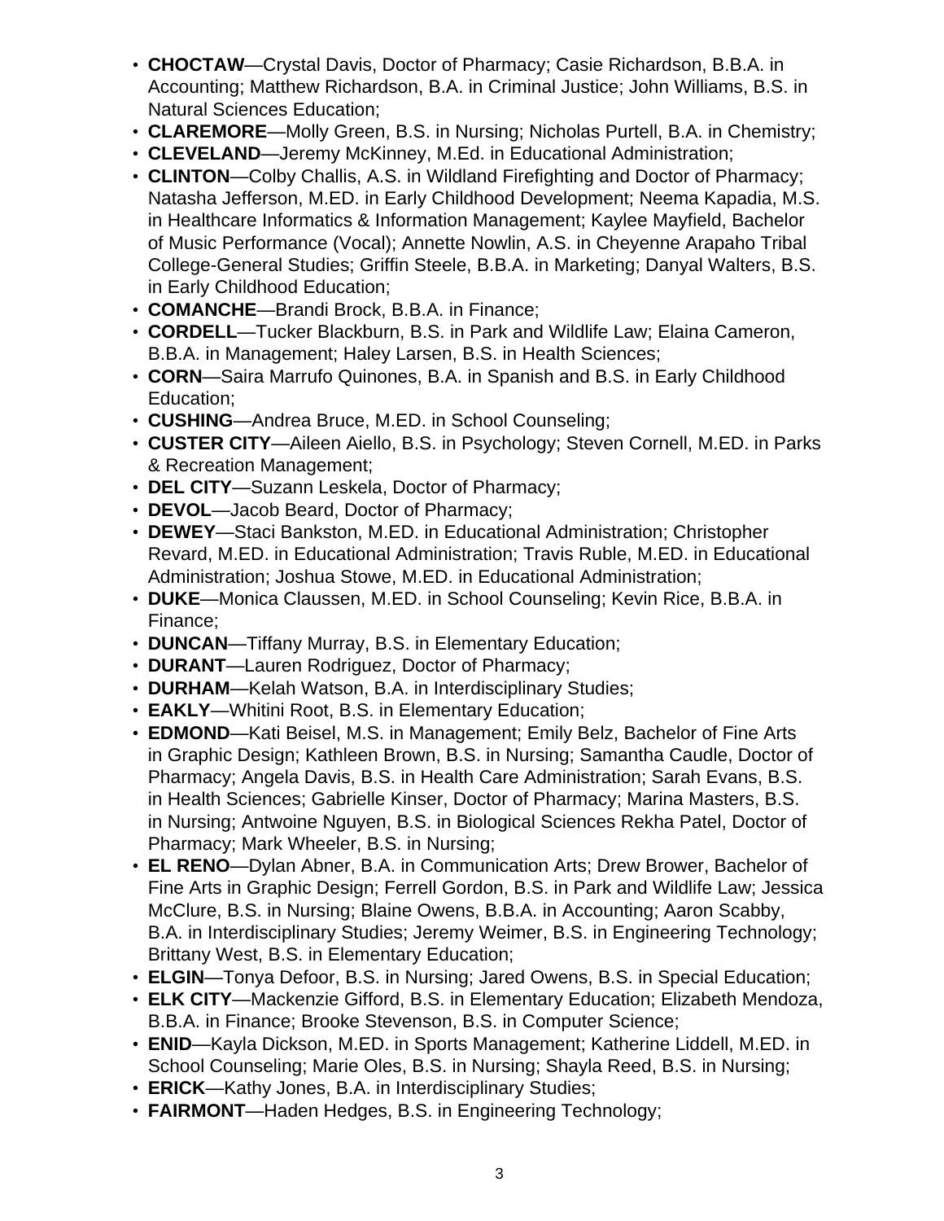- **CHOCTAW**—Crystal Davis, Doctor of Pharmacy; Casie Richardson, B.B.A. in Accounting; Matthew Richardson, B.A. in Criminal Justice; John Williams, B.S. in Natural Sciences Education;
- **CLAREMORE**—Molly Green, B.S. in Nursing; Nicholas Purtell, B.A. in Chemistry;
- **CLEVELAND**—Jeremy McKinney, M.Ed. in Educational Administration;
- **CLINTON**—Colby Challis, A.S. in Wildland Firefighting and Doctor of Pharmacy; Natasha Jefferson, M.ED. in Early Childhood Development; Neema Kapadia, M.S. in Healthcare Informatics & Information Management; Kaylee Mayfield, Bachelor of Music Performance (Vocal); Annette Nowlin, A.S. in Cheyenne Arapaho Tribal College-General Studies; Griffin Steele, B.B.A. in Marketing; Danyal Walters, B.S. in Early Childhood Education;
- **COMANCHE**—Brandi Brock, B.B.A. in Finance;
- **CORDELL**—Tucker Blackburn, B.S. in Park and Wildlife Law; Elaina Cameron, B.B.A. in Management; Haley Larsen, B.S. in Health Sciences;
- **CORN**—Saira Marrufo Quinones, B.A. in Spanish and B.S. in Early Childhood Education;
- **CUSHING**—Andrea Bruce, M.ED. in School Counseling;
- **CUSTER CITY**—Aileen Aiello, B.S. in Psychology; Steven Cornell, M.ED. in Parks & Recreation Management;
- **DEL CITY**—Suzann Leskela, Doctor of Pharmacy;
- **DEVOL**—Jacob Beard, Doctor of Pharmacy;
- **DEWEY**—Staci Bankston, M.ED. in Educational Administration; Christopher Revard, M.ED. in Educational Administration; Travis Ruble, M.ED. in Educational Administration; Joshua Stowe, M.ED. in Educational Administration;
- **DUKE**—Monica Claussen, M.ED. in School Counseling; Kevin Rice, B.B.A. in Finance;
- **DUNCAN**—Tiffany Murray, B.S. in Elementary Education;
- **DURANT**—Lauren Rodriguez, Doctor of Pharmacy;
- **DURHAM**—Kelah Watson, B.A. in Interdisciplinary Studies;
- **EAKLY**—Whitini Root, B.S. in Elementary Education;
- **EDMOND**—Kati Beisel, M.S. in Management; Emily Belz, Bachelor of Fine Arts in Graphic Design; Kathleen Brown, B.S. in Nursing; Samantha Caudle, Doctor of Pharmacy; Angela Davis, B.S. in Health Care Administration; Sarah Evans, B.S. in Health Sciences; Gabrielle Kinser, Doctor of Pharmacy; Marina Masters, B.S. in Nursing; Antwoine Nguyen, B.S. in Biological Sciences Rekha Patel, Doctor of Pharmacy; Mark Wheeler, B.S. in Nursing;
- **EL RENO**—Dylan Abner, B.A. in Communication Arts; Drew Brower, Bachelor of Fine Arts in Graphic Design; Ferrell Gordon, B.S. in Park and Wildlife Law; Jessica McClure, B.S. in Nursing; Blaine Owens, B.B.A. in Accounting; Aaron Scabby, B.A. in Interdisciplinary Studies; Jeremy Weimer, B.S. in Engineering Technology; Brittany West, B.S. in Elementary Education;
- **ELGIN**—Tonya Defoor, B.S. in Nursing; Jared Owens, B.S. in Special Education;
- **ELK CITY**—Mackenzie Gifford, B.S. in Elementary Education; Elizabeth Mendoza, B.B.A. in Finance; Brooke Stevenson, B.S. in Computer Science;
- **ENID**—Kayla Dickson, M.ED. in Sports Management; Katherine Liddell, M.ED. in School Counseling; Marie Oles, B.S. in Nursing; Shayla Reed, B.S. in Nursing;
- **ERICK**—Kathy Jones, B.A. in Interdisciplinary Studies;
- **FAIRMONT**—Haden Hedges, B.S. in Engineering Technology;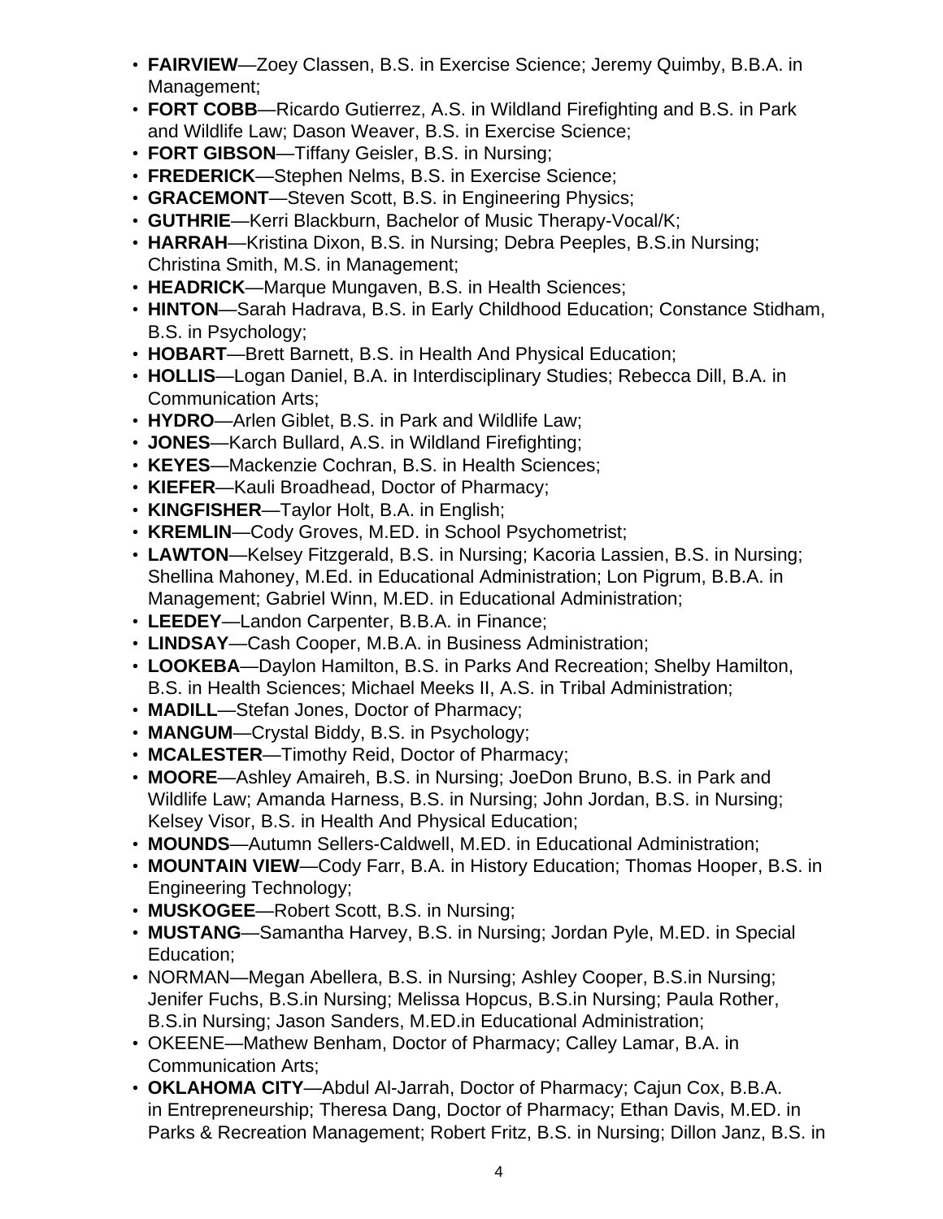- **FAIRVIEW**—Zoey Classen, B.S. in Exercise Science; Jeremy Quimby, B.B.A. in Management;
- **FORT COBB**—Ricardo Gutierrez, A.S. in Wildland Firefighting and B.S. in Park and Wildlife Law; Dason Weaver, B.S. in Exercise Science;
- **FORT GIBSON**—Tiffany Geisler, B.S. in Nursing;
- **FREDERICK**—Stephen Nelms, B.S. in Exercise Science;
- **GRACEMONT**—Steven Scott, B.S. in Engineering Physics;
- **GUTHRIE**—Kerri Blackburn, Bachelor of Music Therapy-Vocal/K;
- **HARRAH**—Kristina Dixon, B.S. in Nursing; Debra Peeples, B.S.in Nursing; Christina Smith, M.S. in Management;
- **HEADRICK**—Marque Mungaven, B.S. in Health Sciences;
- **HINTON**—Sarah Hadrava, B.S. in Early Childhood Education; Constance Stidham, B.S. in Psychology;
- **HOBART**—Brett Barnett, B.S. in Health And Physical Education;
- **HOLLIS**—Logan Daniel, B.A. in Interdisciplinary Studies; Rebecca Dill, B.A. in Communication Arts;
- **HYDRO**—Arlen Giblet, B.S. in Park and Wildlife Law;
- **JONES**—Karch Bullard, A.S. in Wildland Firefighting;
- **KEYES**—Mackenzie Cochran, B.S. in Health Sciences;
- **KIEFER**—Kauli Broadhead, Doctor of Pharmacy;
- **KINGFISHER**—Taylor Holt, B.A. in English;
- **KREMLIN**—Cody Groves, M.ED. in School Psychometrist;
- **LAWTON**—Kelsey Fitzgerald, B.S. in Nursing; Kacoria Lassien, B.S. in Nursing; Shellina Mahoney, M.Ed. in Educational Administration; Lon Pigrum, B.B.A. in Management; Gabriel Winn, M.ED. in Educational Administration;
- **LEEDEY**—Landon Carpenter, B.B.A. in Finance;
- **LINDSAY**—Cash Cooper, M.B.A. in Business Administration;
- **LOOKEBA**—Daylon Hamilton, B.S. in Parks And Recreation; Shelby Hamilton, B.S. in Health Sciences; Michael Meeks II, A.S. in Tribal Administration;
- **MADILL**—Stefan Jones, Doctor of Pharmacy;
- **MANGUM**—Crystal Biddy, B.S. in Psychology;
- **MCALESTER**—Timothy Reid, Doctor of Pharmacy;
- **MOORE**—Ashley Amaireh, B.S. in Nursing; JoeDon Bruno, B.S. in Park and Wildlife Law; Amanda Harness, B.S. in Nursing; John Jordan, B.S. in Nursing; Kelsey Visor, B.S. in Health And Physical Education;
- **MOUNDS**—Autumn Sellers-Caldwell, M.ED. in Educational Administration;
- **MOUNTAIN VIEW**—Cody Farr, B.A. in History Education; Thomas Hooper, B.S. in Engineering Technology;
- **MUSKOGEE**—Robert Scott, B.S. in Nursing;
- **MUSTANG**—Samantha Harvey, B.S. in Nursing; Jordan Pyle, M.ED. in Special Education;
- NORMAN—Megan Abellera, B.S. in Nursing; Ashley Cooper, B.S.in Nursing; Jenifer Fuchs, B.S.in Nursing; Melissa Hopcus, B.S.in Nursing; Paula Rother, B.S.in Nursing; Jason Sanders, M.ED.in Educational Administration;
- OKEENE—Mathew Benham, Doctor of Pharmacy; Calley Lamar, B.A. in Communication Arts;
- **OKLAHOMA CITY**—Abdul Al-Jarrah, Doctor of Pharmacy; Cajun Cox, B.B.A. in Entrepreneurship; Theresa Dang, Doctor of Pharmacy; Ethan Davis, M.ED. in Parks & Recreation Management; Robert Fritz, B.S. in Nursing; Dillon Janz, B.S. in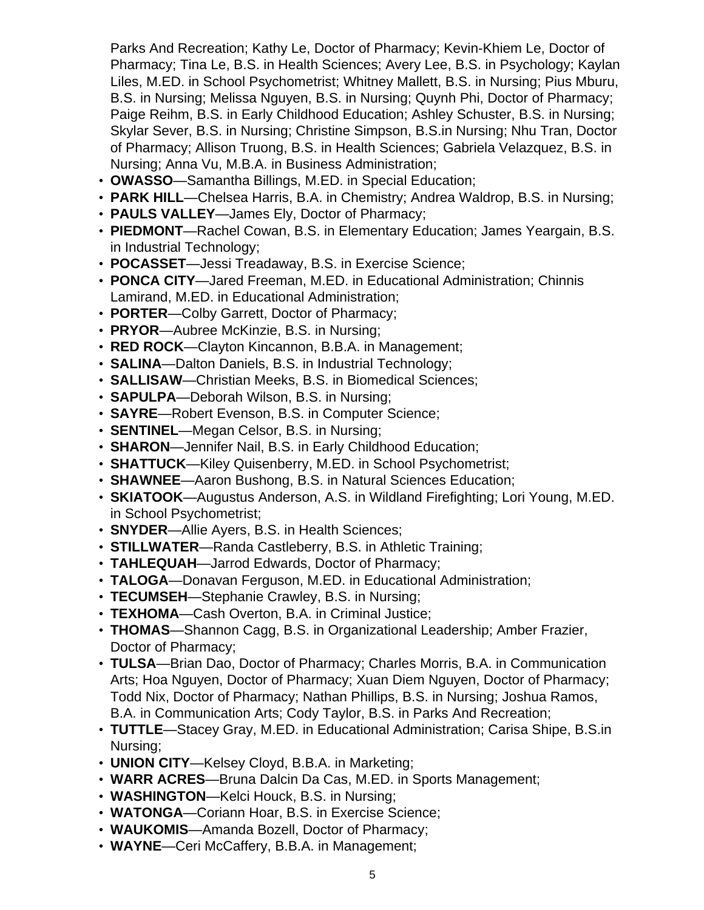Parks And Recreation; Kathy Le, Doctor of Pharmacy; Kevin-Khiem Le, Doctor of Pharmacy; Tina Le, B.S. in Health Sciences; Avery Lee, B.S. in Psychology; Kaylan Liles, M.ED. in School Psychometrist; Whitney Mallett, B.S. in Nursing; Pius Mburu, B.S. in Nursing; Melissa Nguyen, B.S. in Nursing; Quynh Phi, Doctor of Pharmacy; Paige Reihm, B.S. in Early Childhood Education; Ashley Schuster, B.S. in Nursing; Skylar Sever, B.S. in Nursing; Christine Simpson, B.S.in Nursing; Nhu Tran, Doctor of Pharmacy; Allison Truong, B.S. in Health Sciences; Gabriela Velazquez, B.S. in Nursing; Anna Vu, M.B.A. in Business Administration;

- **OWASSO**—Samantha Billings, M.ED. in Special Education;
- **PARK HILL**—Chelsea Harris, B.A. in Chemistry; Andrea Waldrop, B.S. in Nursing;
- **PAULS VALLEY**—James Ely, Doctor of Pharmacy;
- **PIEDMONT**—Rachel Cowan, B.S. in Elementary Education; James Yeargain, B.S. in Industrial Technology;
- **POCASSET**—Jessi Treadaway, B.S. in Exercise Science;
- **PONCA CITY**—Jared Freeman, M.ED. in Educational Administration; Chinnis Lamirand, M.ED. in Educational Administration;
- **PORTER**—Colby Garrett, Doctor of Pharmacy;
- **PRYOR**—Aubree McKinzie, B.S. in Nursing;
- **RED ROCK**—Clayton Kincannon, B.B.A. in Management;
- **SALINA**—Dalton Daniels, B.S. in Industrial Technology;
- **SALLISAW**—Christian Meeks, B.S. in Biomedical Sciences;
- **SAPULPA**—Deborah Wilson, B.S. in Nursing;
- **SAYRE**—Robert Evenson, B.S. in Computer Science;
- **SENTINEL**—Megan Celsor, B.S. in Nursing;
- **SHARON**—Jennifer Nail, B.S. in Early Childhood Education;
- **SHATTUCK**—Kiley Quisenberry, M.ED. in School Psychometrist;
- **SHAWNEE**—Aaron Bushong, B.S. in Natural Sciences Education;
- **SKIATOOK**—Augustus Anderson, A.S. in Wildland Firefighting; Lori Young, M.ED. in School Psychometrist;
- **SNYDER**—Allie Ayers, B.S. in Health Sciences;
- **STILLWATER**—Randa Castleberry, B.S. in Athletic Training;
- **TAHLEQUAH**—Jarrod Edwards, Doctor of Pharmacy;
- **TALOGA**—Donavan Ferguson, M.ED. in Educational Administration;
- **TECUMSEH**—Stephanie Crawley, B.S. in Nursing;
- **TEXHOMA**—Cash Overton, B.A. in Criminal Justice;
- **THOMAS**—Shannon Cagg, B.S. in Organizational Leadership; Amber Frazier, Doctor of Pharmacy;
- **TULSA**—Brian Dao, Doctor of Pharmacy; Charles Morris, B.A. in Communication Arts; Hoa Nguyen, Doctor of Pharmacy; Xuan Diem Nguyen, Doctor of Pharmacy; Todd Nix, Doctor of Pharmacy; Nathan Phillips, B.S. in Nursing; Joshua Ramos, B.A. in Communication Arts; Cody Taylor, B.S. in Parks And Recreation;
- **TUTTLE**—Stacey Gray, M.ED. in Educational Administration; Carisa Shipe, B.S.in Nursing;
- **UNION CITY**—Kelsey Cloyd, B.B.A. in Marketing;
- **WARR ACRES**—Bruna Dalcin Da Cas, M.ED. in Sports Management;
- **WASHINGTON**—Kelci Houck, B.S. in Nursing;
- **WATONGA**—Coriann Hoar, B.S. in Exercise Science;
- **WAUKOMIS**—Amanda Bozell, Doctor of Pharmacy;
- **WAYNE**—Ceri McCaffery, B.B.A. in Management;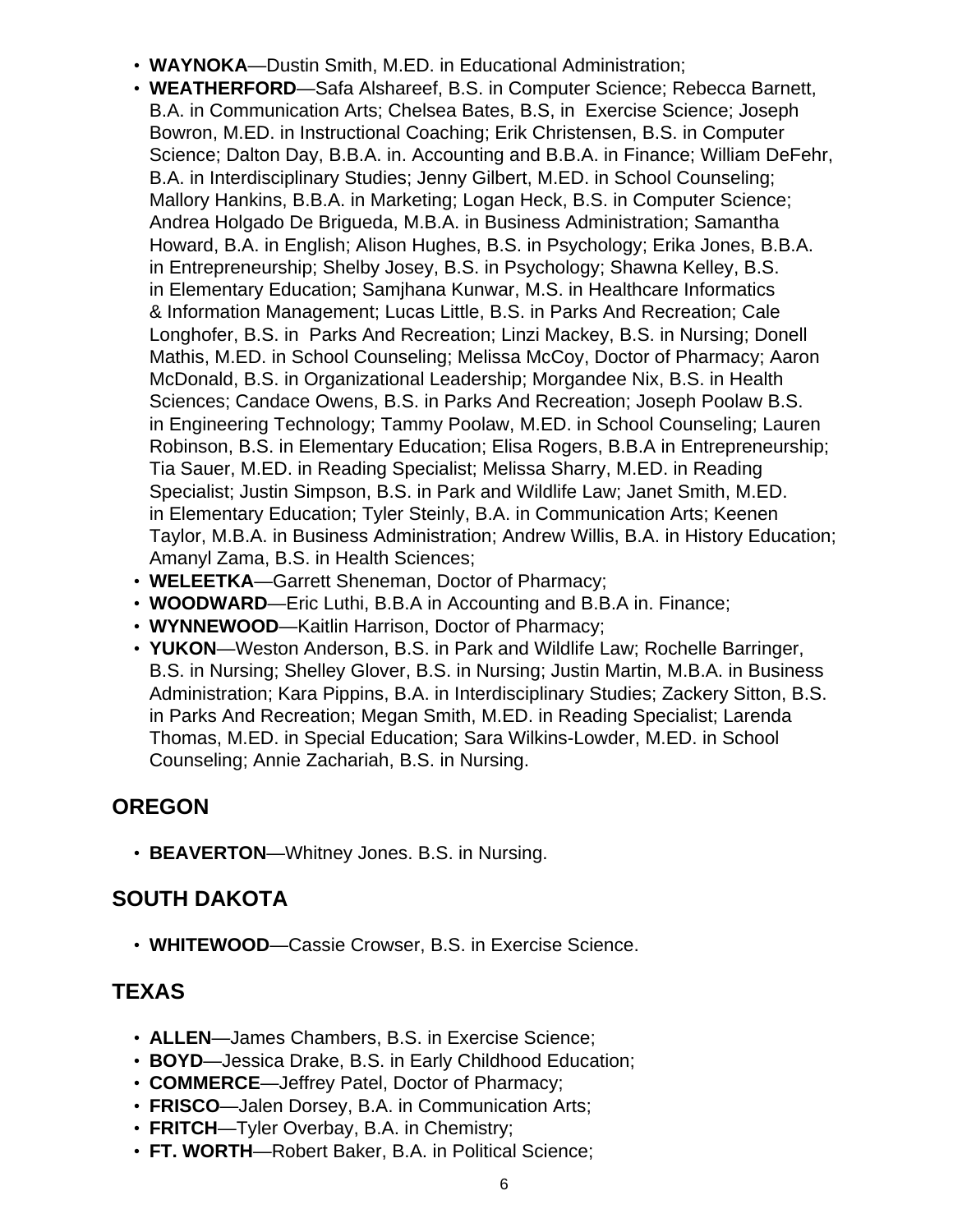- **WAYNOKA**—Dustin Smith, M.ED. in Educational Administration;
- **WEATHERFORD**—Safa Alshareef, B.S. in Computer Science; Rebecca Barnett, B.A. in Communication Arts; Chelsea Bates, B.S, in Exercise Science; Joseph Bowron, M.ED. in Instructional Coaching; Erik Christensen, B.S. in Computer Science; Dalton Day, B.B.A. in. Accounting and B.B.A. in Finance; William DeFehr, B.A. in Interdisciplinary Studies; Jenny Gilbert, M.ED. in School Counseling; Mallory Hankins, B.B.A. in Marketing; Logan Heck, B.S. in Computer Science; Andrea Holgado De Brigueda, M.B.A. in Business Administration; Samantha Howard, B.A. in English; Alison Hughes, B.S. in Psychology; Erika Jones, B.B.A. in Entrepreneurship; Shelby Josey, B.S. in Psychology; Shawna Kelley, B.S. in Elementary Education; Samjhana Kunwar, M.S. in Healthcare Informatics & Information Management; Lucas Little, B.S. in Parks And Recreation; Cale Longhofer, B.S. in Parks And Recreation; Linzi Mackey, B.S. in Nursing; Donell Mathis, M.ED. in School Counseling; Melissa McCoy, Doctor of Pharmacy; Aaron McDonald, B.S. in Organizational Leadership; Morgandee Nix, B.S. in Health Sciences; Candace Owens, B.S. in Parks And Recreation; Joseph Poolaw B.S. in Engineering Technology; Tammy Poolaw, M.ED. in School Counseling; Lauren Robinson, B.S. in Elementary Education; Elisa Rogers, B.B.A in Entrepreneurship; Tia Sauer, M.ED. in Reading Specialist; Melissa Sharry, M.ED. in Reading Specialist; Justin Simpson, B.S. in Park and Wildlife Law; Janet Smith, M.ED. in Elementary Education; Tyler Steinly, B.A. in Communication Arts; Keenen Taylor, M.B.A. in Business Administration; Andrew Willis, B.A. in History Education; Amanyl Zama, B.S. in Health Sciences;
- **WELEETKA**—Garrett Sheneman, Doctor of Pharmacy;
- **WOODWARD**—Eric Luthi, B.B.A in Accounting and B.B.A in. Finance;
- **WYNNEWOOD**—Kaitlin Harrison, Doctor of Pharmacy;
- **YUKON**—Weston Anderson, B.S. in Park and Wildlife Law; Rochelle Barringer, B.S. in Nursing; Shelley Glover, B.S. in Nursing; Justin Martin, M.B.A. in Business Administration; Kara Pippins, B.A. in Interdisciplinary Studies; Zackery Sitton, B.S. in Parks And Recreation; Megan Smith, M.ED. in Reading Specialist; Larenda Thomas, M.ED. in Special Education; Sara Wilkins-Lowder, M.ED. in School Counseling; Annie Zachariah, B.S. in Nursing.

## OREGON

- **BEAVERTON**—Whitney Jones. B.S. in Nursing.

## SOUTH DAKOTA

- **WHITEWOOD**—Cassie Crowser, B.S. in Exercise Science.

## TEXAS

- **ALLEN**—James Chambers, B.S. in Exercise Science;
- **BOYD**—Jessica Drake, B.S. in Early Childhood Education;
- **COMMERCE**—Jeffrey Patel, Doctor of Pharmacy;
- **FRISCO**—Jalen Dorsey, B.A. in Communication Arts;
- **FRITCH**—Tyler Overbay, B.A. in Chemistry;
- **FT. WORTH**—Robert Baker, B.A. in Political Science;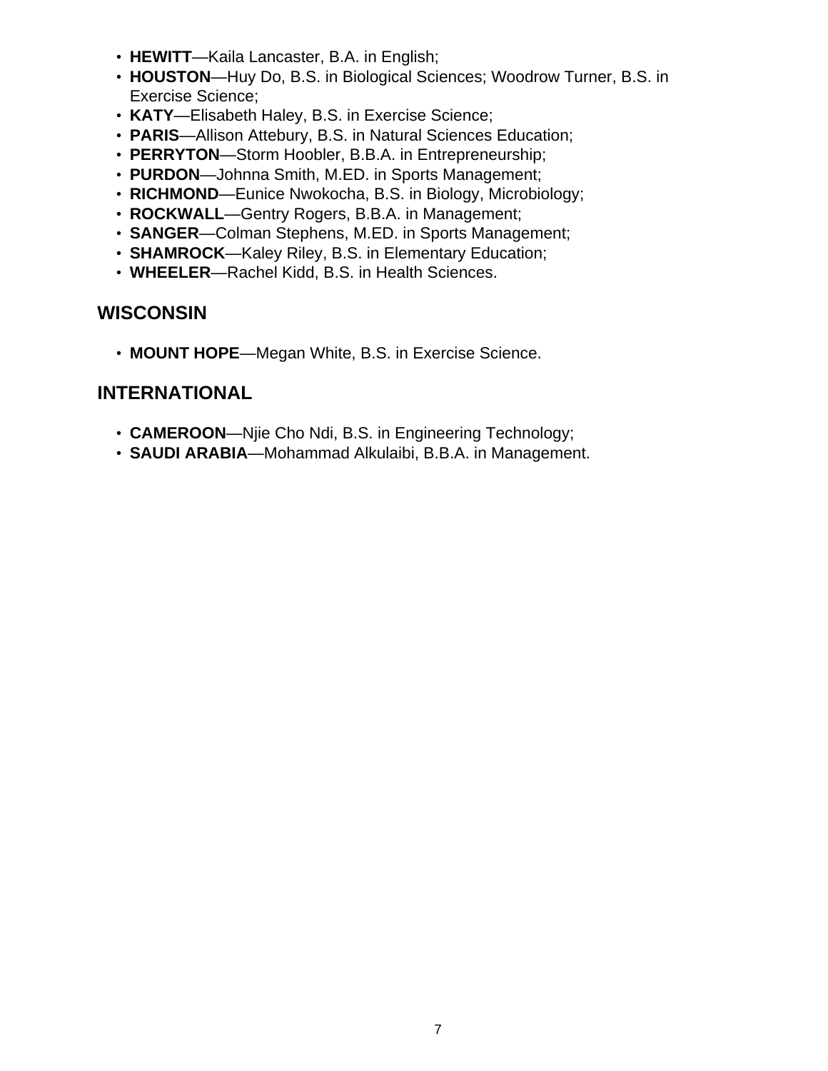- **HEWITT**—Kaila Lancaster, B.A. in English;
- **HOUSTON**—Huy Do, B.S. in Biological Sciences; Woodrow Turner, B.S. in Exercise Science;
- **KATY**—Elisabeth Haley, B.S. in Exercise Science;
- **PARIS**—Allison Attebury, B.S. in Natural Sciences Education;
- **PERRYTON**—Storm Hoobler, B.B.A. in Entrepreneurship;
- **PURDON**—Johnna Smith, M.ED. in Sports Management;
- **RICHMOND**—Eunice Nwokocha, B.S. in Biology, Microbiology;
- **ROCKWALL**—Gentry Rogers, B.B.A. in Management;
- **SANGER**—Colman Stephens, M.ED. in Sports Management;
- **SHAMROCK**—Kaley Riley, B.S. in Elementary Education;
- **WHEELER**—Rachel Kidd, B.S. in Health Sciences.

## WISCONSIN

- **MOUNT HOPE**—Megan White, B.S. in Exercise Science.

## INTERNATIONAL

- **CAMEROON**—Njie Cho Ndi, B.S. in Engineering Technology;
- **SAUDI ARABIA**—Mohammad Alkulaibi, B.B.A. in Management.